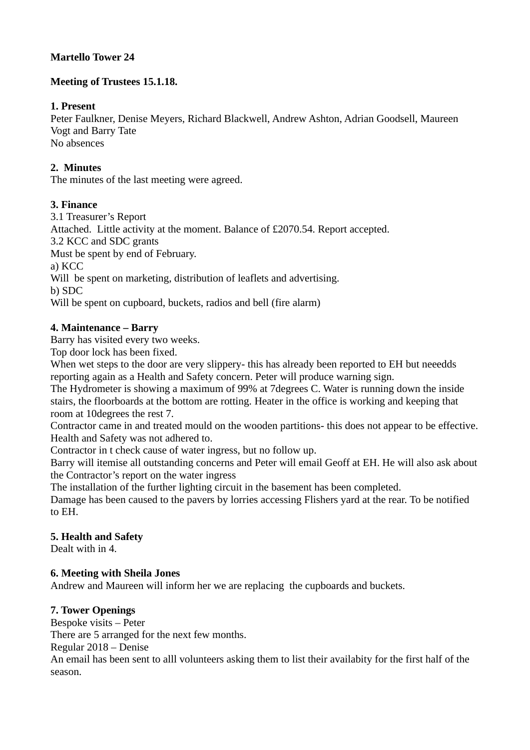**Martello Tower 24**

**Meeting of Trustees 15.1.18.**

**1. Present**

Peter Faulkner, Denise Meyers, Richard Blackwell, Andrew Ashton, Adrian Goodsell, Maureen Vogt and Barry Tate

No absences

**2. Minutes**

The minutes of the last meeting were agreed.

**3. Finance**

3.1 Treasurer's Report

Attached. Little activity at the moment. Balance of £2070.54. Report accepted.

3.2 KCC and SDC grants

Must be spent by end of February.

a) KCC

Will be spent on marketing, distribution of leaflets and advertising.

b) SDC

Will be spent on cupboard, buckets, radios and bell (fire alarm)

**4. Maintenance – Barry**

Barry has visited every two weeks.

Top door lock has been fixed.

When wet steps to the door are very slippery- this has already been reported to EH but neeedds reporting again as a Health and Safety concern. Peter will produce warning sign.

The Hydrometer is showing a maximum of 99% at 7degrees C. Water is running down the inside stairs, the floorboards at the bottom are rotting. Heater in the office is working and keeping that room at 10degrees the rest 7.

Contractor came in and treated mould on the wooden partitions- this does not appear to be effective. Health and Safety was not adhered to.

Contractor in t check cause of water ingress, but no follow up.

Barry will itemise all outstanding concerns and Peter will email Geoff at EH. He will also ask about the Contractor's report on the water ingress

The installation of the further lighting circuit in the basement has been completed.

Damage has been caused to the pavers by lorries accessing Flishers yard at the rear. To be notified to EH.

**5. Health and Safety**

Dealt with in 4.

**6. Meeting with Sheila Jones**

Andrew and Maureen will inform her we are replacing the cupboards and buckets.

**7. Tower Openings**

Bespoke visits – Peter

There are 5 arranged for the next few months.

Regular 2018 – Denise

An email has been sent to alll volunteers asking them to list their availabity for the first half of the season.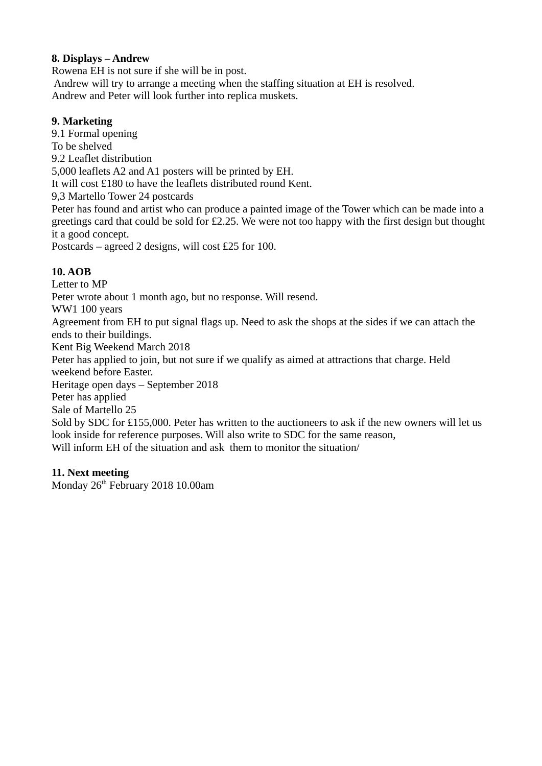**8. Displays – Andrew**

Rowena EH is not sure if she will be in post.
Andrew will try to arrange a meeting when the staffing situation at EH is resolved.
Andrew and Peter will look further into replica muskets.

**9. Marketing**

9.1 Formal opening
To be shelved
9.2 Leaflet distribution
5,000 leaflets A2 and A1 posters will be printed by EH.
It will cost £180 to have the leaflets distributed round Kent.
9,3 Martello Tower 24 postcards
Peter has found and artist who can produce a painted image of the Tower which can be made into a greetings card that could be sold for £2.25. We were not too happy with the first design but thought it a good concept.
Postcards – agreed 2 designs, will cost £25 for 100.

**10. AOB**

Letter to MP
Peter wrote about 1 month ago, but no response. Will resend.
WW1 100 years
Agreement from EH to put signal flags up. Need to ask the shops at the sides if we can attach the ends to their buildings.
Kent Big Weekend March 2018
Peter has applied to join, but not sure if we qualify as aimed at attractions that charge. Held weekend before Easter.
Heritage open days – September 2018
Peter has applied
Sale of Martello 25
Sold by SDC for £155,000. Peter has written to the auctioneers to ask if the new owners will let us look inside for reference purposes. Will also write to SDC for the same reason,
Will inform EH of the situation and ask them to monitor the situation/

**11. Next meeting**

Monday 26th February 2018 10.00am